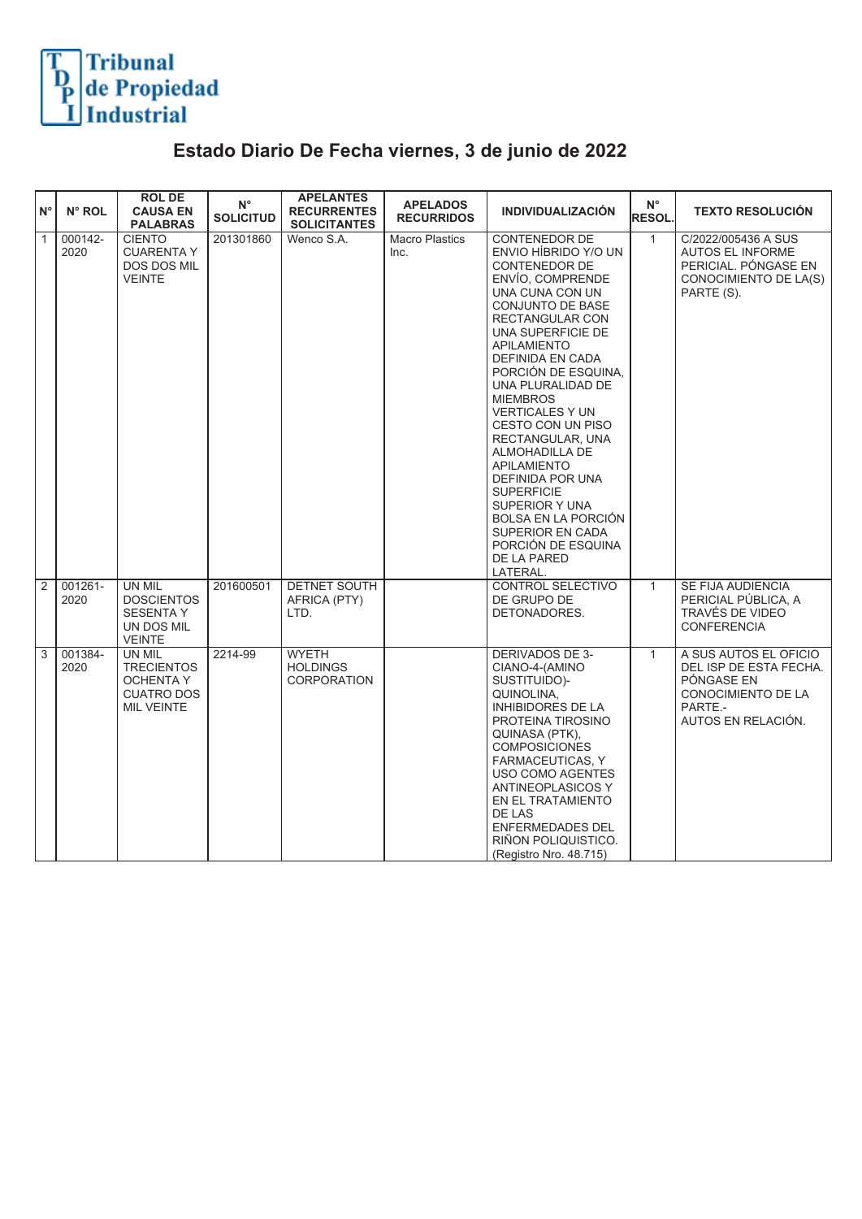Tribunal de Propiedad Industrial

# Estado Diario De Fecha viernes, 3 de junio de 2022

| N° | N° ROL | ROL DE CAUSA EN PALABRAS | N° SOLICITUD | APELANTES RECURRENTES SOLICITANTES | APELADOS RECURRIDOS | INDIVIDUALIZACIÓN | N° RESOL. | TEXTO RESOLUCIÓN |
|---|---|---|---|---|---|---|---|---|
| 1 | 000142-2020 | CIENTO CUARENTA Y DOS DOS MIL VEINTE | 201301860 | Wenco S.A. | Macro Plastics Inc. | CONTENEDOR DE ENVIO HÍBRIDO Y/O UN CONTENEDOR DE ENVÍO, COMPRENDE UNA CUNA CON UN CONJUNTO DE BASE RECTANGULAR CON UNA SUPERFICIE DE APILAMIENTO DEFINIDA EN CADA PORCIÓN DE ESQUINA, UNA PLURALIDAD DE MIEMBROS VERTICALES Y UN CESTO CON UN PISO RECTANGULAR, UNA ALMOHADILLA DE APILAMIENTO DEFINIDA POR UNA SUPERFICIE SUPERIOR Y UNA BOLSA EN LA PORCIÓN SUPERIOR EN CADA PORCIÓN DE ESQUINA DE LA PARED LATERAL. | 1 | C/2022/005436 A SUS AUTOS EL INFORME PERICIAL. PÓNGASE EN CONOCIMIENTO DE LA(S) PARTE (S). |
| 2 | 001261-2020 | UN MIL DOSCIENTOS SESENTA Y UN DOS MIL VEINTE | 201600501 | DETNET SOUTH AFRICA (PTY) LTD. | | CONTROL SELECTIVO DE GRUPO DE DETONADORES. | 1 | SE FIJA AUDIENCIA PERICIAL PÚBLICA, A TRAVÉS DE VIDEO CONFERENCIA |
| 3 | 001384-2020 | UN MIL TRECIENTOS OCHENTA Y CUATRO DOS MIL VEINTE | 2214-99 | WYETH HOLDINGS CORPORATION | | DERIVADOS DE 3-CIANO-4-(AMINO SUSTITUIDO)-QUINOLINA, INHIBIDORES DE LA PROTEINA TIROSINO QUINASA (PTK), COMPOSICIONES FARMACEUTICAS, Y USO COMO AGENTES ANTINEOPLASICOS Y EN EL TRATAMIENTO DE LAS ENFERMEDADES DEL RIÑON POLIQUISTICO. (Registro Nro. 48.715) | 1 | A SUS AUTOS EL OFICIO DEL ISP DE ESTA FECHA. PÓNGASE EN CONOCIMIENTO DE LA PARTE.- AUTOS EN RELACIÓN. |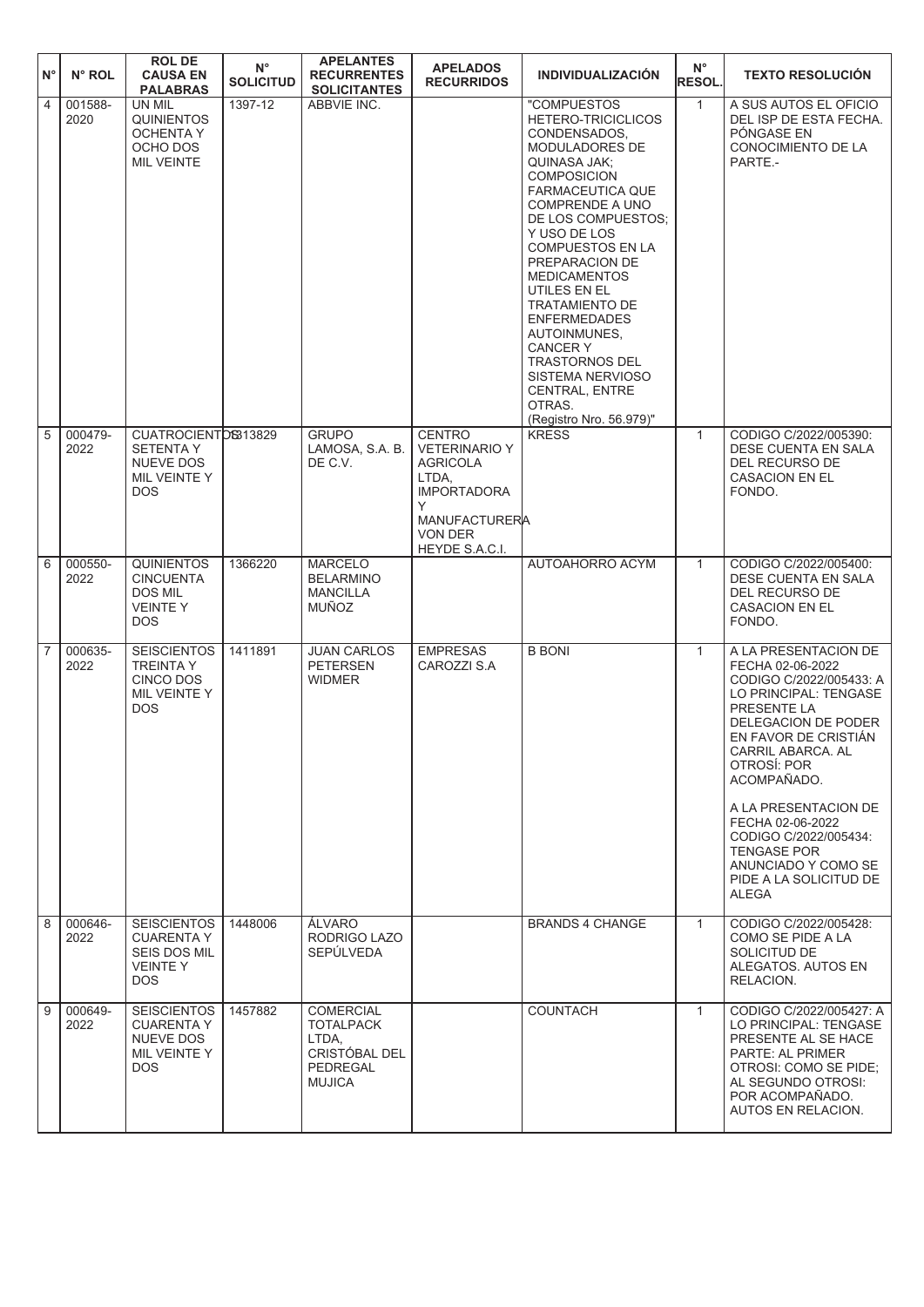| N° | N° ROL | ROL DE CAUSA EN PALABRAS | N° SOLICITUD | APELANTES RECURRENTES SOLICITANTES | APELADOS RECURRIDOS | INDIVIDUALIZACIÓN | N° RESOL. | TEXTO RESOLUCIÓN |
|---|---|---|---|---|---|---|---|---|
| 4 | 001588-2020 | UN MIL QUINIENTOS OCHENTA Y OCHO DOS MIL VEINTE | 1397-12 | ABBVIE INC. | | "COMPUESTOS HETERO-TRICICLICOS CONDENSADOS, MODULADORES DE QUINASA JAK; COMPOSICION FARMACEUTICA QUE COMPRENDE A UNO DE LOS COMPUESTOS; Y USO DE LOS COMPUESTOS EN LA PREPARACION DE MEDICAMENTOS UTILES EN EL TRATAMIENTO DE ENFERMEDADES AUTOINMUNES, CANCER Y TRASTORNOS DEL SISTEMA NERVIOSO CENTRAL, ENTRE OTRAS. (Registro Nro. 56.979)" | 1 | A SUS AUTOS EL OFICIO DEL ISP DE ESTA FECHA. PÓNGASE EN CONOCIMIENTO DE LA PARTE.- |
| 5 | 000479-2022 | CUATROCIENTOS SETENTA Y NUEVE DOS MIL VEINTE Y DOS | 1313829 | GRUPO LAMOSA, S.A. B. DE C.V. | CENTRO VETERINARIO Y AGRICOLA LTDA, IMPORTADORA Y MANUFACTURERA VON DER HEYDE S.A.C.I. | KRESS | 1 | CODIGO C/2022/005390: DESE CUENTA EN SALA DEL RECURSO DE CASACION EN EL FONDO. |
| 6 | 000550-2022 | QUINIENTOS CINCUENTA DOS MIL VEINTE Y DOS | 1366220 | MARCELO BELARMINO MANCILLA MUÑOZ | | AUTOAHORRO ACYM | 1 | CODIGO C/2022/005400: DESE CUENTA EN SALA DEL RECURSO DE CASACION EN EL FONDO. |
| 7 | 000635-2022 | SEISCIENTOS TREINTA Y CINCO DOS MIL VEINTE Y DOS | 1411891 | JUAN CARLOS PETERSEN WIDMER | EMPRESAS CAROZZI S.A | B BONI | 1 | A LA PRESENTACION DE FECHA 02-06-2022 CODIGO C/2022/005433: A LO PRINCIPAL: TENGASE PRESENTE LA DELEGACION DE PODER EN FAVOR DE CRISTIÁN CARRIL ABARCA. AL OTROSÍ: POR ACOMPAÑADO.<br><br>A LA PRESENTACION DE FECHA 02-06-2022 CODIGO C/2022/005434: TENGASE POR ANUNCIADO Y COMO SE PIDE A LA SOLICITUD DE ALEGA |
| 8 | 000646-2022 | SEISCIENTOS CUARENTA Y SEIS DOS MIL VEINTE Y DOS | 1448006 | ÁLVARO RODRIGO LAZO SEPÚLVEDA | | BRANDS 4 CHANGE | 1 | CODIGO C/2022/005428: COMO SE PIDE A LA SOLICITUD DE ALEGATOS. AUTOS EN RELACION. |
| 9 | 000649-2022 | SEISCIENTOS CUARENTA Y NUEVE DOS MIL VEINTE Y DOS | 1457882 | COMERCIAL TOTALPACK LTDA, CRISTÓBAL DEL PEDREGAL MUJICA | | COUNTACH | 1 | CODIGO C/2022/005427: A LO PRINCIPAL: TENGASE PRESENTE AL SE HACE PARTE: AL PRIMER OTROSI: COMO SE PIDE; AL SEGUNDO OTROSI: POR ACOMPAÑADO. AUTOS EN RELACION. |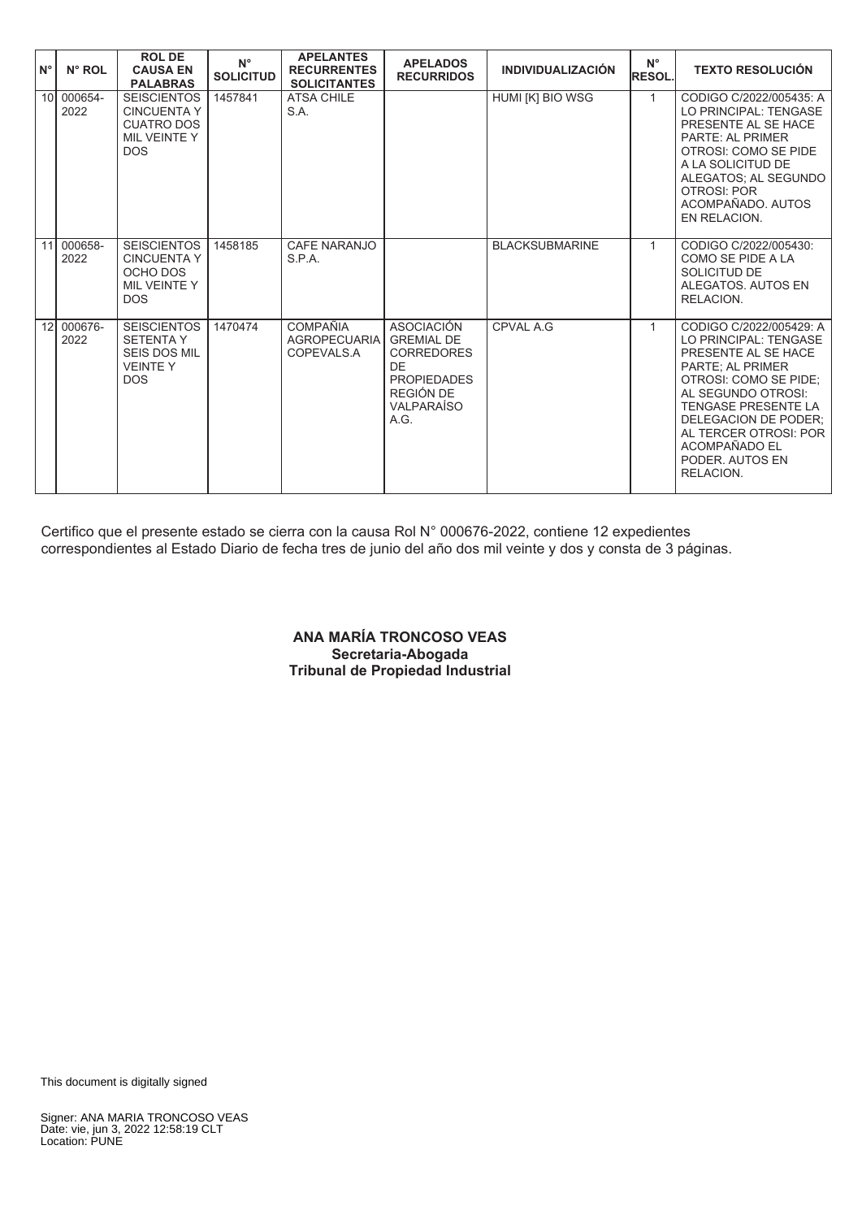| N° | N° ROL | ROL DE CAUSA EN PALABRAS | N° SOLICITUD | APELANTES RECURRENTES SOLICITANTES | APELADOS RECURRIDOS | INDIVIDUALIZACIÓN | N° RESOL. | TEXTO RESOLUCIÓN |
|---|---|---|---|---|---|---|---|---|
| 10 | 000654-2022 | SEISCIENTOS CINCUENTA Y CUATRO DOS MIL VEINTE Y DOS | 1457841 | ATSA CHILE S.A. | | HUMI [K] BIO WSG | 1 | CODIGO C/2022/005435: A LO PRINCIPAL: TENGASE PRESENTE AL SE HACE PARTE: AL PRIMER OTROSI: COMO SE PIDE A LA SOLICITUD DE ALEGATOS; AL SEGUNDO OTROSI: POR ACOMPAÑADO. AUTOS EN RELACION. |
| 11 | 000658-2022 | SEISCIENTOS CINCUENTA Y OCHO DOS MIL VEINTE Y DOS | 1458185 | CAFE NARANJO S.P.A. | | BLACKSUBMARINE | 1 | CODIGO C/2022/005430: COMO SE PIDE A LA SOLICITUD DE ALEGATOS. AUTOS EN RELACION. |
| 12 | 000676-2022 | SEISCIENTOS SETENTA Y SEIS DOS MIL VEINTE Y DOS | 1470474 | COMPAÑIA AGROPECUARIA COPEVALS.A | ASOCIACIÓN GREMIAL DE CORREDORES DE PROPIEDADES REGIÓN DE VALPARAÍSO A.G. | CPVAL A.G | 1 | CODIGO C/2022/005429: A LO PRINCIPAL: TENGASE PRESENTE AL SE HACE PARTE; AL PRIMER OTROSI: COMO SE PIDE; AL SEGUNDO OTROSI: TENGASE PRESENTE LA DELEGACION DE PODER; AL TERCER OTROSI: POR ACOMPAÑADO EL PODER. AUTOS EN RELACION. |

Certifico que el presente estado se cierra con la causa Rol N° 000676-2022, contiene 12 expedientes correspondientes al Estado Diario de fecha tres de junio del año dos mil veinte y dos y consta de 3 páginas.

**ANA MARÍA TRONCOSO VEAS**
**Secretaria-Abogada**
**Tribunal de Propiedad Industrial**

This document is digitally signed

Signer: ANA MARIA TRONCOSO VEAS
Date: vie, jun 3, 2022 12:58:19 CLT
Location: PUNE